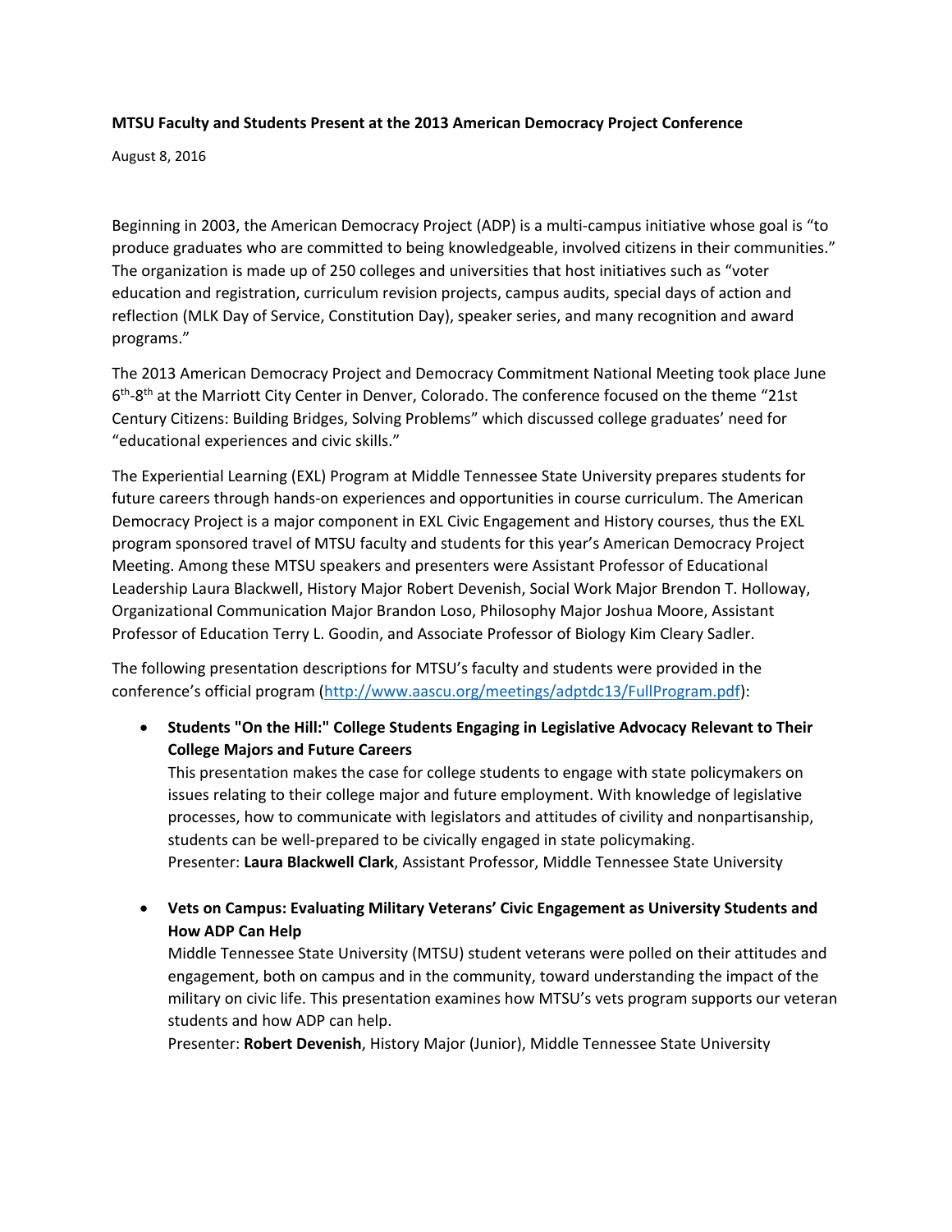**MTSU Faculty and Students Present at the 2013 American Democracy Project Conference**

August 8, 2016

Beginning in 2003, the American Democracy Project (ADP) is a multi-campus initiative whose goal is "to produce graduates who are committed to being knowledgeable, involved citizens in their communities." The organization is made up of 250 colleges and universities that host initiatives such as "voter education and registration, curriculum revision projects, campus audits, special days of action and reflection (MLK Day of Service, Constitution Day), speaker series, and many recognition and award programs."

The 2013 American Democracy Project and Democracy Commitment National Meeting took place June 6th-8th at the Marriott City Center in Denver, Colorado. The conference focused on the theme "21st Century Citizens: Building Bridges, Solving Problems" which discussed college graduates' need for "educational experiences and civic skills."

The Experiential Learning (EXL) Program at Middle Tennessee State University prepares students for future careers through hands-on experiences and opportunities in course curriculum. The American Democracy Project is a major component in EXL Civic Engagement and History courses, thus the EXL program sponsored travel of MTSU faculty and students for this year's American Democracy Project Meeting. Among these MTSU speakers and presenters were Assistant Professor of Educational Leadership Laura Blackwell, History Major Robert Devenish, Social Work Major Brendon T. Holloway, Organizational Communication Major Brandon Loso, Philosophy Major Joshua Moore, Assistant Professor of Education Terry L. Goodin, and Associate Professor of Biology Kim Cleary Sadler.

The following presentation descriptions for MTSU's faculty and students were provided in the conference's official program (http://www.aascu.org/meetings/adptdc13/FullProgram.pdf):

- **Students "On the Hill:" College Students Engaging in Legislative Advocacy Relevant to Their College Majors and Future Careers**
  This presentation makes the case for college students to engage with state policymakers on issues relating to their college major and future employment. With knowledge of legislative processes, how to communicate with legislators and attitudes of civility and nonpartisanship, students can be well-prepared to be civically engaged in state policymaking.
  Presenter: **Laura Blackwell Clark**, Assistant Professor, Middle Tennessee State University

- **Vets on Campus: Evaluating Military Veterans' Civic Engagement as University Students and How ADP Can Help**
  Middle Tennessee State University (MTSU) student veterans were polled on their attitudes and engagement, both on campus and in the community, toward understanding the impact of the military on civic life. This presentation examines how MTSU's vets program supports our veteran students and how ADP can help.
  Presenter: **Robert Devenish**, History Major (Junior), Middle Tennessee State University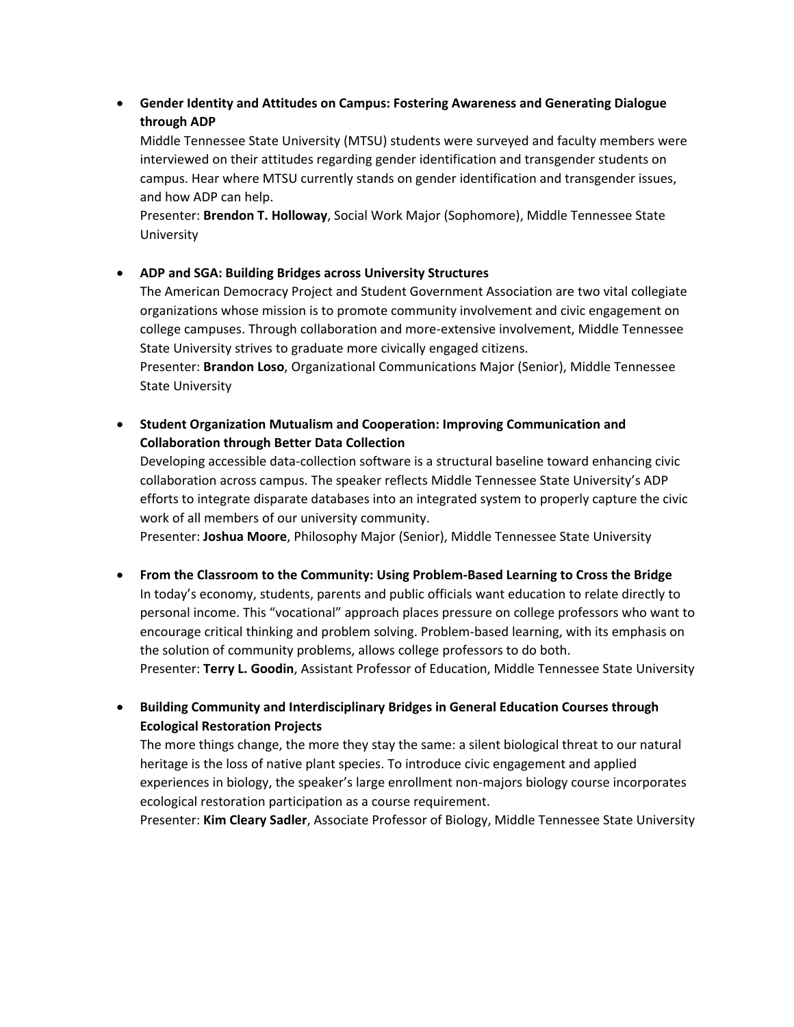- **Gender Identity and Attitudes on Campus: Fostering Awareness and Generating Dialogue through ADP**
  Middle Tennessee State University (MTSU) students were surveyed and faculty members were interviewed on their attitudes regarding gender identification and transgender students on campus. Hear where MTSU currently stands on gender identification and transgender issues, and how ADP can help.
  Presenter: **Brendon T. Holloway**, Social Work Major (Sophomore), Middle Tennessee State University

- **ADP and SGA: Building Bridges across University Structures**
  The American Democracy Project and Student Government Association are two vital collegiate organizations whose mission is to promote community involvement and civic engagement on college campuses. Through collaboration and more-extensive involvement, Middle Tennessee State University strives to graduate more civically engaged citizens.
  Presenter: **Brandon Loso**, Organizational Communications Major (Senior), Middle Tennessee State University

- **Student Organization Mutualism and Cooperation: Improving Communication and Collaboration through Better Data Collection**
  Developing accessible data-collection software is a structural baseline toward enhancing civic collaboration across campus. The speaker reflects Middle Tennessee State University's ADP efforts to integrate disparate databases into an integrated system to properly capture the civic work of all members of our university community.
  Presenter: **Joshua Moore**, Philosophy Major (Senior), Middle Tennessee State University

- **From the Classroom to the Community: Using Problem-Based Learning to Cross the Bridge**
  In today's economy, students, parents and public officials want education to relate directly to personal income. This "vocational" approach places pressure on college professors who want to encourage critical thinking and problem solving. Problem-based learning, with its emphasis on the solution of community problems, allows college professors to do both.
  Presenter: **Terry L. Goodin**, Assistant Professor of Education, Middle Tennessee State University

- **Building Community and Interdisciplinary Bridges in General Education Courses through Ecological Restoration Projects**
  The more things change, the more they stay the same: a silent biological threat to our natural heritage is the loss of native plant species. To introduce civic engagement and applied experiences in biology, the speaker's large enrollment non-majors biology course incorporates ecological restoration participation as a course requirement.
  Presenter: **Kim Cleary Sadler**, Associate Professor of Biology, Middle Tennessee State University